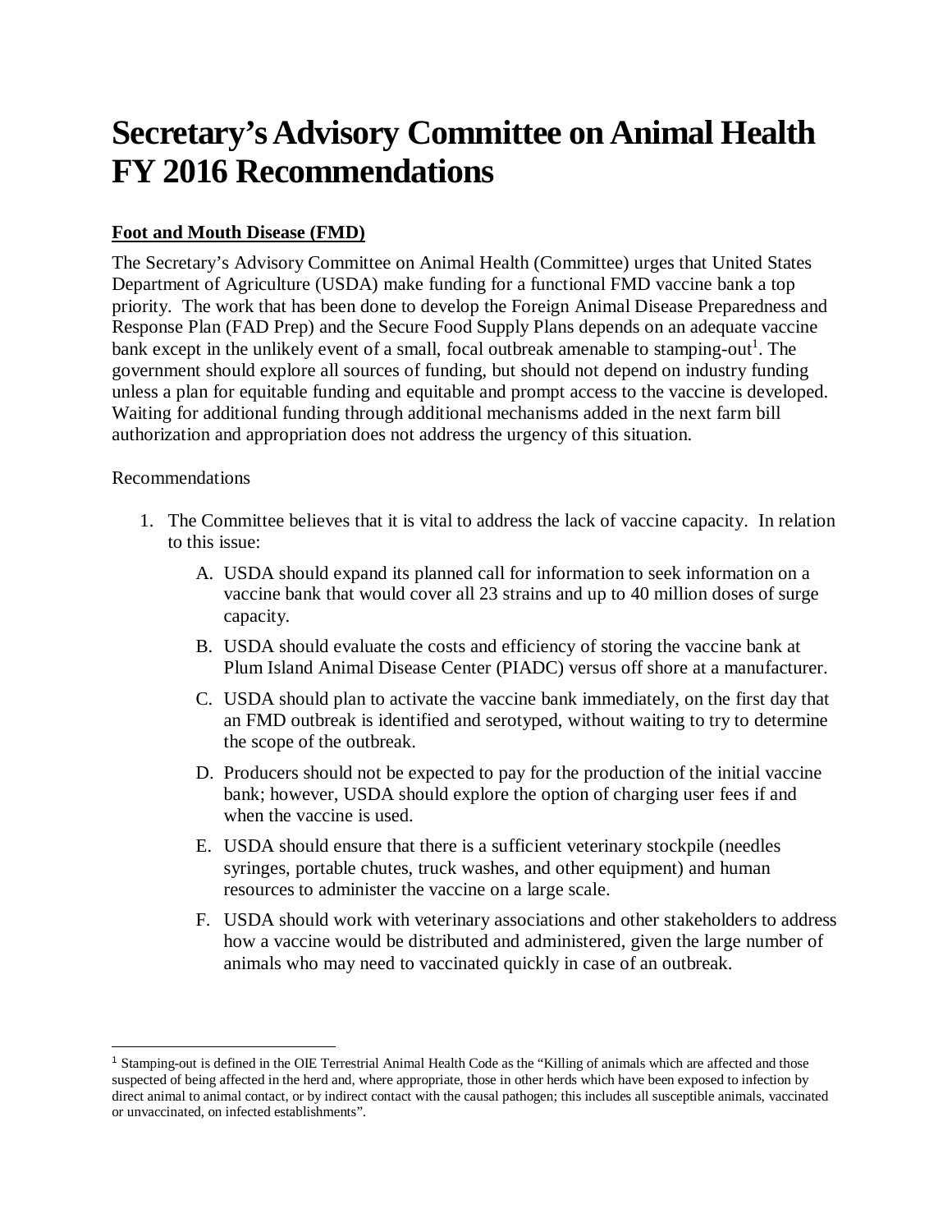# Secretary's Advisory Committee on Animal Health FY 2016 Recommendations

**Foot and Mouth Disease (FMD)**

The Secretary's Advisory Committee on Animal Health (Committee) urges that United States Department of Agriculture (USDA) make funding for a functional FMD vaccine bank a top priority. The work that has been done to develop the Foreign Animal Disease Preparedness and Response Plan (FAD Prep) and the Secure Food Supply Plans depends on an adequate vaccine bank except in the unlikely event of a small, focal outbreak amenable to stamping-out[1]. The government should explore all sources of funding, but should not depend on industry funding unless a plan for equitable funding and equitable and prompt access to the vaccine is developed. Waiting for additional funding through additional mechanisms added in the next farm bill authorization and appropriation does not address the urgency of this situation.

Recommendations

1. The Committee believes that it is vital to address the lack of vaccine capacity. In relation to this issue:
   A. USDA should expand its planned call for information to seek information on a vaccine bank that would cover all 23 strains and up to 40 million doses of surge capacity.
   B. USDA should evaluate the costs and efficiency of storing the vaccine bank at Plum Island Animal Disease Center (PIADC) versus off shore at a manufacturer.
   C. USDA should plan to activate the vaccine bank immediately, on the first day that an FMD outbreak is identified and serotyped, without waiting to try to determine the scope of the outbreak.
   D. Producers should not be expected to pay for the production of the initial vaccine bank; however, USDA should explore the option of charging user fees if and when the vaccine is used.
   E. USDA should ensure that there is a sufficient veterinary stockpile (needles syringes, portable chutes, truck washes, and other equipment) and human resources to administer the vaccine on a large scale.
   F. USDA should work with veterinary associations and other stakeholders to address how a vaccine would be distributed and administered, given the large number of animals who may need to vaccinated quickly in case of an outbreak.

---

[1] Stamping-out is defined in the OIE Terrestrial Animal Health Code as the "Killing of animals which are affected and those suspected of being affected in the herd and, where appropriate, those in other herds which have been exposed to infection by direct animal to animal contact, or by indirect contact with the causal pathogen; this includes all susceptible animals, vaccinated or unvaccinated, on infected establishments".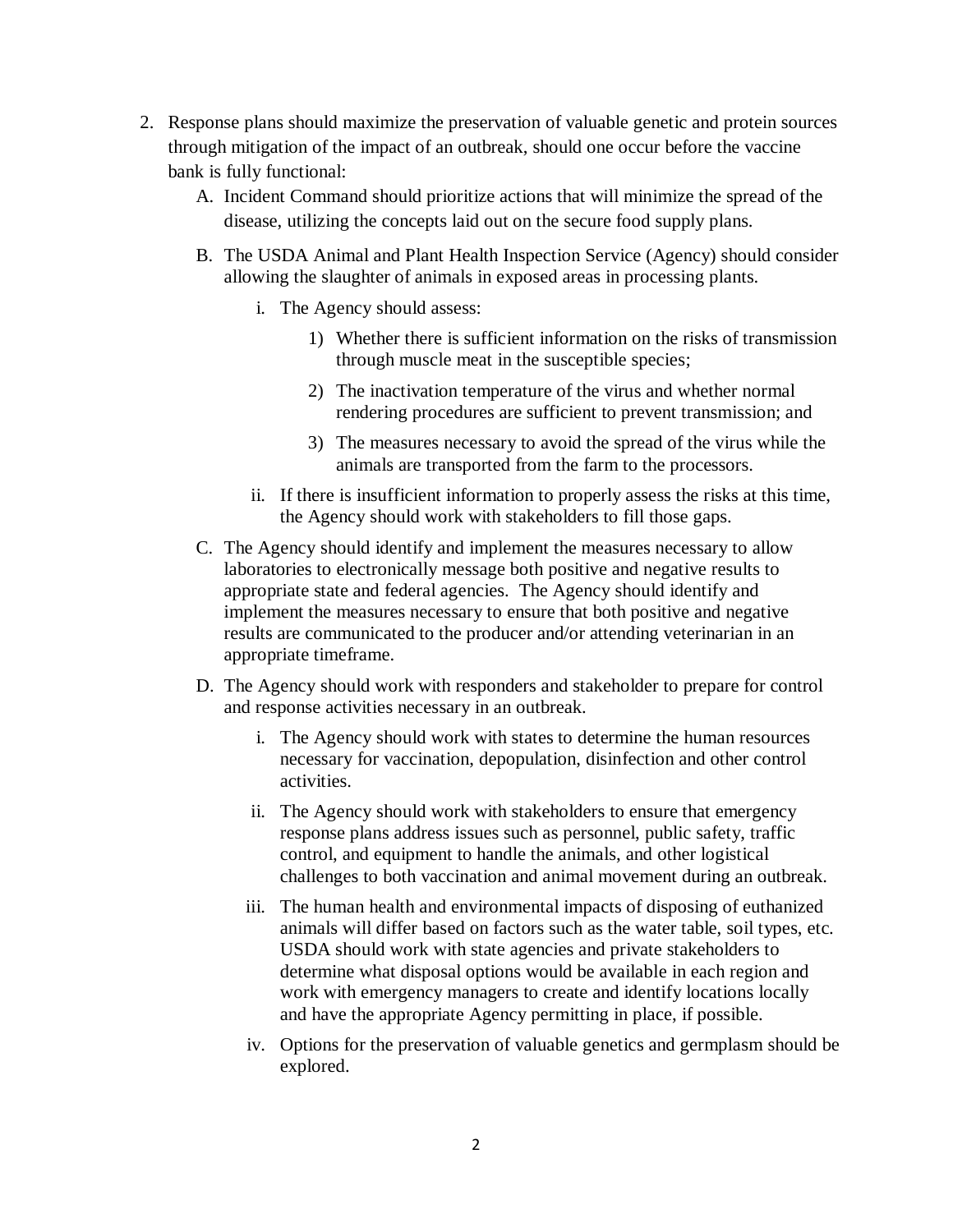2. Response plans should maximize the preservation of valuable genetic and protein sources through mitigation of the impact of an outbreak, should one occur before the vaccine bank is fully functional:
   A. Incident Command should prioritize actions that will minimize the spread of the disease, utilizing the concepts laid out on the secure food supply plans.
   B. The USDA Animal and Plant Health Inspection Service (Agency) should consider allowing the slaughter of animals in exposed areas in processing plants.
      i. The Agency should assess:
         1) Whether there is sufficient information on the risks of transmission through muscle meat in the susceptible species;
         2) The inactivation temperature of the virus and whether normal rendering procedures are sufficient to prevent transmission; and
         3) The measures necessary to avoid the spread of the virus while the animals are transported from the farm to the processors.
      ii. If there is insufficient information to properly assess the risks at this time, the Agency should work with stakeholders to fill those gaps.
   C. The Agency should identify and implement the measures necessary to allow laboratories to electronically message both positive and negative results to appropriate state and federal agencies. The Agency should identify and implement the measures necessary to ensure that both positive and negative results are communicated to the producer and/or attending veterinarian in an appropriate timeframe.
   D. The Agency should work with responders and stakeholder to prepare for control and response activities necessary in an outbreak.
      i. The Agency should work with states to determine the human resources necessary for vaccination, depopulation, disinfection and other control activities.
      ii. The Agency should work with stakeholders to ensure that emergency response plans address issues such as personnel, public safety, traffic control, and equipment to handle the animals, and other logistical challenges to both vaccination and animal movement during an outbreak.
      iii. The human health and environmental impacts of disposing of euthanized animals will differ based on factors such as the water table, soil types, etc. USDA should work with state agencies and private stakeholders to determine what disposal options would be available in each region and work with emergency managers to create and identify locations locally and have the appropriate Agency permitting in place, if possible.
      iv. Options for the preservation of valuable genetics and germplasm should be explored.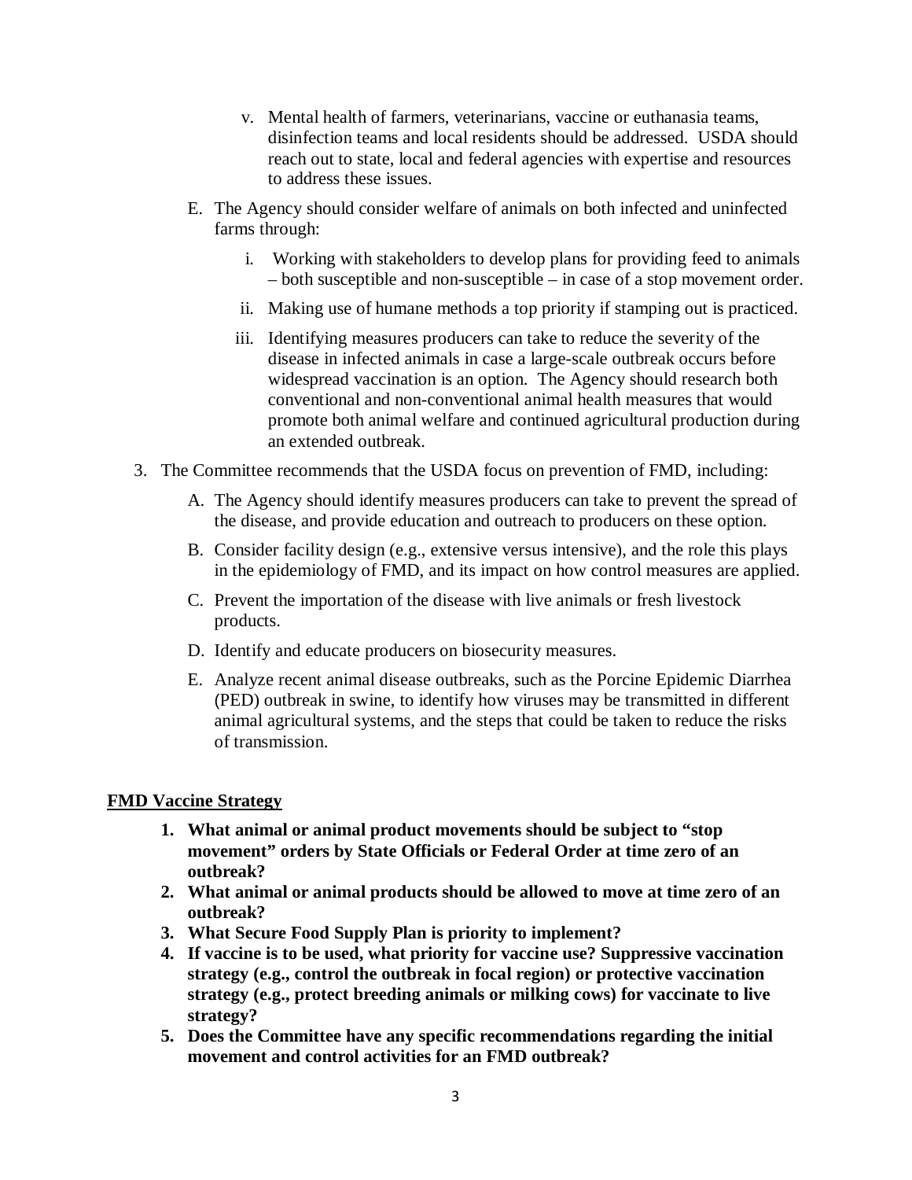v. Mental health of farmers, veterinarians, vaccine or euthanasia teams, disinfection teams and local residents should be addressed. USDA should reach out to state, local and federal agencies with expertise and resources to address these issues.

E. The Agency should consider welfare of animals on both infected and uninfected farms through:

   i. Working with stakeholders to develop plans for providing feed to animals – both susceptible and non-susceptible – in case of a stop movement order.

   ii. Making use of humane methods a top priority if stamping out is practiced.

   iii. Identifying measures producers can take to reduce the severity of the disease in infected animals in case a large-scale outbreak occurs before widespread vaccination is an option. The Agency should research both conventional and non-conventional animal health measures that would promote both animal welfare and continued agricultural production during an extended outbreak.

3. The Committee recommends that the USDA focus on prevention of FMD, including:

   A. The Agency should identify measures producers can take to prevent the spread of the disease, and provide education and outreach to producers on these option.

   B. Consider facility design (e.g., extensive versus intensive), and the role this plays in the epidemiology of FMD, and its impact on how control measures are applied.

   C. Prevent the importation of the disease with live animals or fresh livestock products.

   D. Identify and educate producers on biosecurity measures.

   E. Analyze recent animal disease outbreaks, such as the Porcine Epidemic Diarrhea (PED) outbreak in swine, to identify how viruses may be transmitted in different animal agricultural systems, and the steps that could be taken to reduce the risks of transmission.

**FMD Vaccine Strategy**

1. **What animal or animal product movements should be subject to "stop movement" orders by State Officials or Federal Order at time zero of an outbreak?**
2. **What animal or animal products should be allowed to move at time zero of an outbreak?**
3. **What Secure Food Supply Plan is priority to implement?**
4. **If vaccine is to be used, what priority for vaccine use? Suppressive vaccination strategy (e.g., control the outbreak in focal region) or protective vaccination strategy (e.g., protect breeding animals or milking cows) for vaccinate to live strategy?**
5. **Does the Committee have any specific recommendations regarding the initial movement and control activities for an FMD outbreak?**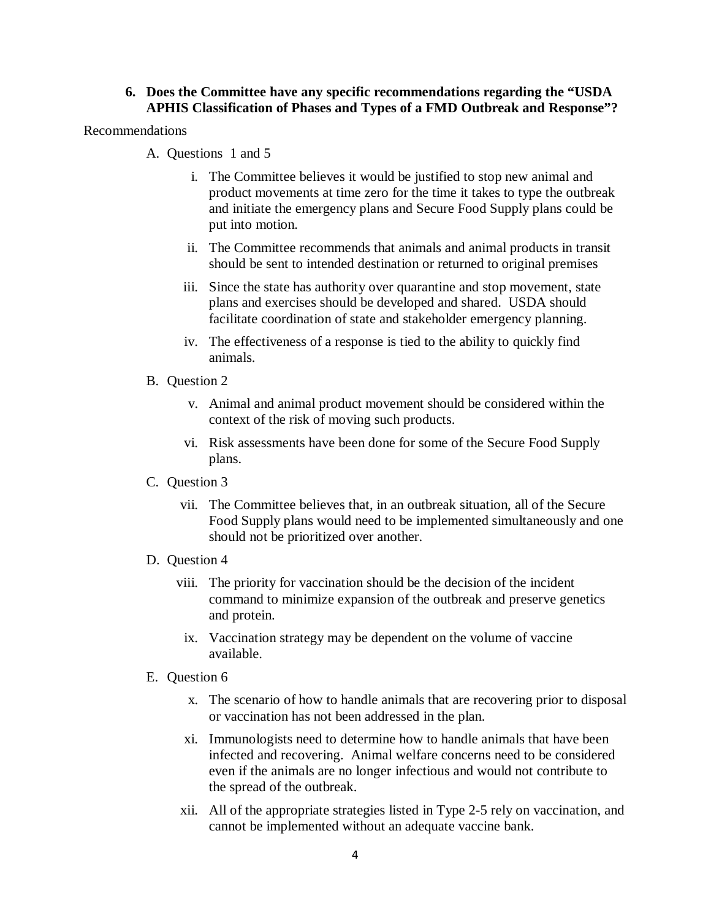**6. Does the Committee have any specific recommendations regarding the "USDA APHIS Classification of Phases and Types of a FMD Outbreak and Response"?**

Recommendations

A. Questions 1 and 5

  i. The Committee believes it would be justified to stop new animal and product movements at time zero for the time it takes to type the outbreak and initiate the emergency plans and Secure Food Supply plans could be put into motion.

  ii. The Committee recommends that animals and animal products in transit should be sent to intended destination or returned to original premises

  iii. Since the state has authority over quarantine and stop movement, state plans and exercises should be developed and shared. USDA should facilitate coordination of state and stakeholder emergency planning.

  iv. The effectiveness of a response is tied to the ability to quickly find animals.

B. Question 2

  v. Animal and animal product movement should be considered within the context of the risk of moving such products.

  vi. Risk assessments have been done for some of the Secure Food Supply plans.

C. Question 3

  vii. The Committee believes that, in an outbreak situation, all of the Secure Food Supply plans would need to be implemented simultaneously and one should not be prioritized over another.

D. Question 4

  viii. The priority for vaccination should be the decision of the incident command to minimize expansion of the outbreak and preserve genetics and protein.

  ix. Vaccination strategy may be dependent on the volume of vaccine available.

E. Question 6

  x. The scenario of how to handle animals that are recovering prior to disposal or vaccination has not been addressed in the plan.

  xi. Immunologists need to determine how to handle animals that have been infected and recovering. Animal welfare concerns need to be considered even if the animals are no longer infectious and would not contribute to the spread of the outbreak.

  xii. All of the appropriate strategies listed in Type 2-5 rely on vaccination, and cannot be implemented without an adequate vaccine bank.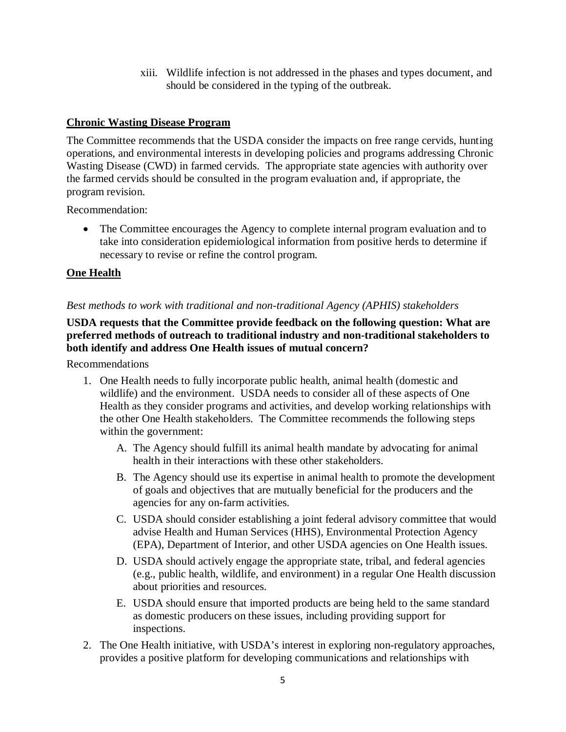xiii. Wildlife infection is not addressed in the phases and types document, and should be considered in the typing of the outbreak.

## Chronic Wasting Disease Program

The Committee recommends that the USDA consider the impacts on free range cervids, hunting operations, and environmental interests in developing policies and programs addressing Chronic Wasting Disease (CWD) in farmed cervids. The appropriate state agencies with authority over the farmed cervids should be consulted in the program evaluation and, if appropriate, the program revision.

Recommendation:

- The Committee encourages the Agency to complete internal program evaluation and to take into consideration epidemiological information from positive herds to determine if necessary to revise or refine the control program.

## One Health

*Best methods to work with traditional and non-traditional Agency (APHIS) stakeholders*

**USDA requests that the Committee provide feedback on the following question: What are preferred methods of outreach to traditional industry and non-traditional stakeholders to both identify and address One Health issues of mutual concern?**

Recommendations

1. One Health needs to fully incorporate public health, animal health (domestic and wildlife) and the environment. USDA needs to consider all of these aspects of One Health as they consider programs and activities, and develop working relationships with the other One Health stakeholders. The Committee recommends the following steps within the government:
   - A. The Agency should fulfill its animal health mandate by advocating for animal health in their interactions with these other stakeholders.
   - B. The Agency should use its expertise in animal health to promote the development of goals and objectives that are mutually beneficial for the producers and the agencies for any on-farm activities.
   - C. USDA should consider establishing a joint federal advisory committee that would advise Health and Human Services (HHS), Environmental Protection Agency (EPA), Department of Interior, and other USDA agencies on One Health issues.
   - D. USDA should actively engage the appropriate state, tribal, and federal agencies (e.g., public health, wildlife, and environment) in a regular One Health discussion about priorities and resources.
   - E. USDA should ensure that imported products are being held to the same standard as domestic producers on these issues, including providing support for inspections.
2. The One Health initiative, with USDA's interest in exploring non-regulatory approaches, provides a positive platform for developing communications and relationships with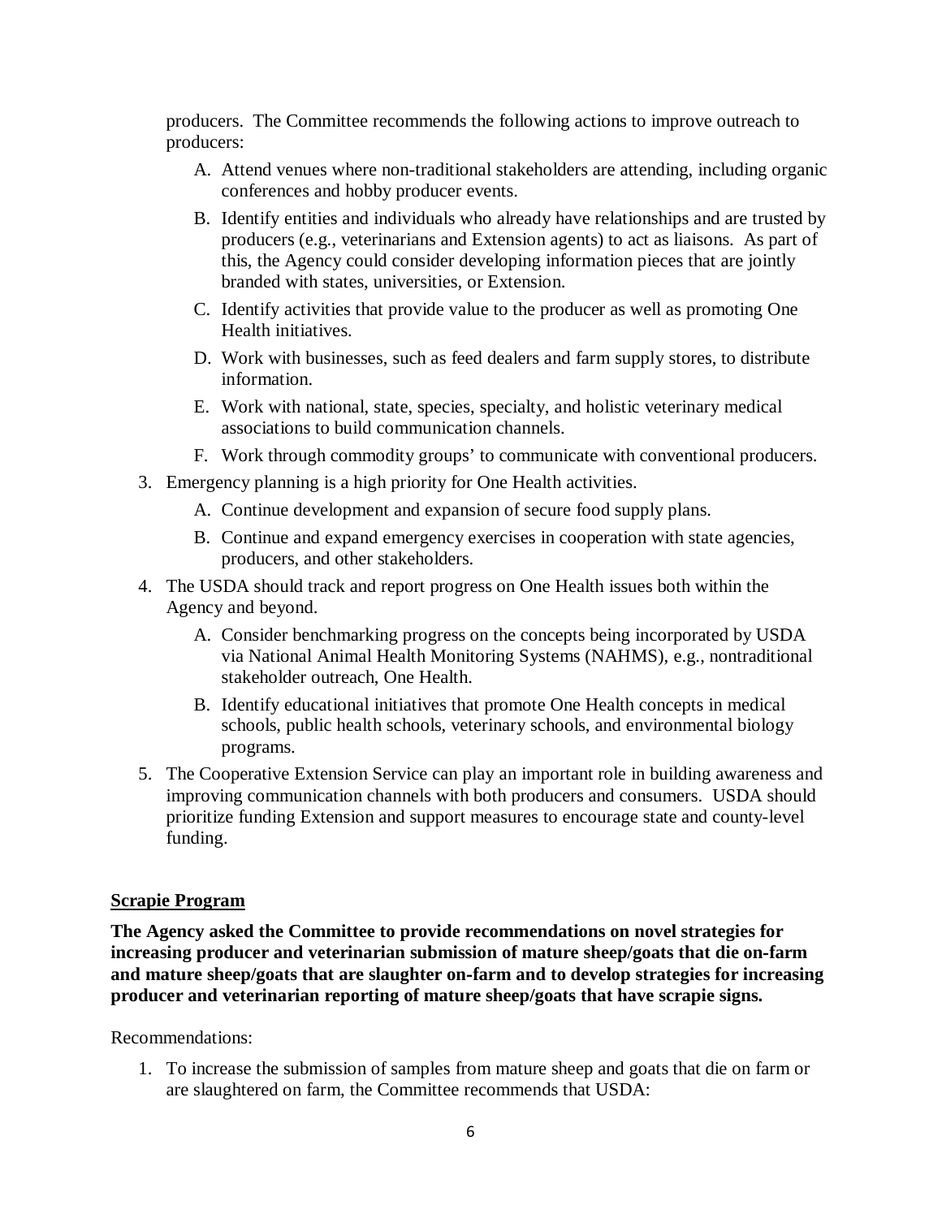producers. The Committee recommends the following actions to improve outreach to producers:

  A. Attend venues where non-traditional stakeholders are attending, including organic conferences and hobby producer events.
  B. Identify entities and individuals who already have relationships and are trusted by producers (e.g., veterinarians and Extension agents) to act as liaisons. As part of this, the Agency could consider developing information pieces that are jointly branded with states, universities, or Extension.
  C. Identify activities that provide value to the producer as well as promoting One Health initiatives.
  D. Work with businesses, such as feed dealers and farm supply stores, to distribute information.
  E. Work with national, state, species, specialty, and holistic veterinary medical associations to build communication channels.
  F. Work through commodity groups' to communicate with conventional producers.

3. Emergency planning is a high priority for One Health activities.
   A. Continue development and expansion of secure food supply plans.
   B. Continue and expand emergency exercises in cooperation with state agencies, producers, and other stakeholders.
4. The USDA should track and report progress on One Health issues both within the Agency and beyond.
   A. Consider benchmarking progress on the concepts being incorporated by USDA via National Animal Health Monitoring Systems (NAHMS), e.g., nontraditional stakeholder outreach, One Health.
   B. Identify educational initiatives that promote One Health concepts in medical schools, public health schools, veterinary schools, and environmental biology programs.
5. The Cooperative Extension Service can play an important role in building awareness and improving communication channels with both producers and consumers. USDA should prioritize funding Extension and support measures to encourage state and county-level funding.

**Scrapie Program**

**The Agency asked the Committee to provide recommendations on novel strategies for increasing producer and veterinarian submission of mature sheep/goats that die on-farm and mature sheep/goats that are slaughter on-farm and to develop strategies for increasing producer and veterinarian reporting of mature sheep/goats that have scrapie signs.**

Recommendations:

1. To increase the submission of samples from mature sheep and goats that die on farm or are slaughtered on farm, the Committee recommends that USDA: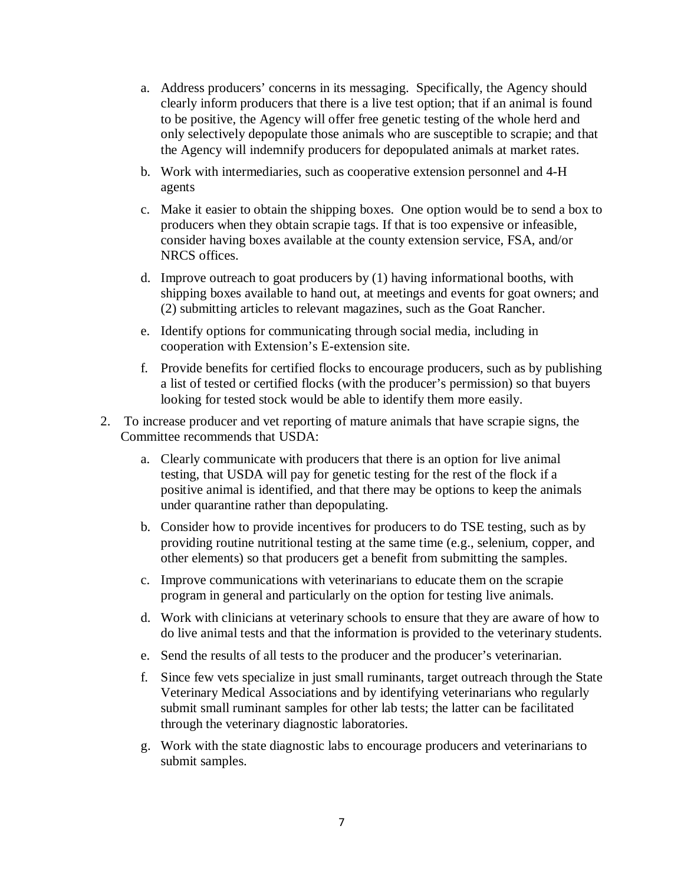a. Address producers' concerns in its messaging. Specifically, the Agency should clearly inform producers that there is a live test option; that if an animal is found to be positive, the Agency will offer free genetic testing of the whole herd and only selectively depopulate those animals who are susceptible to scrapie; and that the Agency will indemnify producers for depopulated animals at market rates.

b. Work with intermediaries, such as cooperative extension personnel and 4-H agents

c. Make it easier to obtain the shipping boxes. One option would be to send a box to producers when they obtain scrapie tags. If that is too expensive or infeasible, consider having boxes available at the county extension service, FSA, and/or NRCS offices.

d. Improve outreach to goat producers by (1) having informational booths, with shipping boxes available to hand out, at meetings and events for goat owners; and (2) submitting articles to relevant magazines, such as the Goat Rancher.

e. Identify options for communicating through social media, including in cooperation with Extension's E-extension site.

f. Provide benefits for certified flocks to encourage producers, such as by publishing a list of tested or certified flocks (with the producer's permission) so that buyers looking for tested stock would be able to identify them more easily.

2. To increase producer and vet reporting of mature animals that have scrapie signs, the Committee recommends that USDA:

   a. Clearly communicate with producers that there is an option for live animal testing, that USDA will pay for genetic testing for the rest of the flock if a positive animal is identified, and that there may be options to keep the animals under quarantine rather than depopulating.

   b. Consider how to provide incentives for producers to do TSE testing, such as by providing routine nutritional testing at the same time (e.g., selenium, copper, and other elements) so that producers get a benefit from submitting the samples.

   c. Improve communications with veterinarians to educate them on the scrapie program in general and particularly on the option for testing live animals.

   d. Work with clinicians at veterinary schools to ensure that they are aware of how to do live animal tests and that the information is provided to the veterinary students.

   e. Send the results of all tests to the producer and the producer's veterinarian.

   f. Since few vets specialize in just small ruminants, target outreach through the State Veterinary Medical Associations and by identifying veterinarians who regularly submit small ruminant samples for other lab tests; the latter can be facilitated through the veterinary diagnostic laboratories.

   g. Work with the state diagnostic labs to encourage producers and veterinarians to submit samples.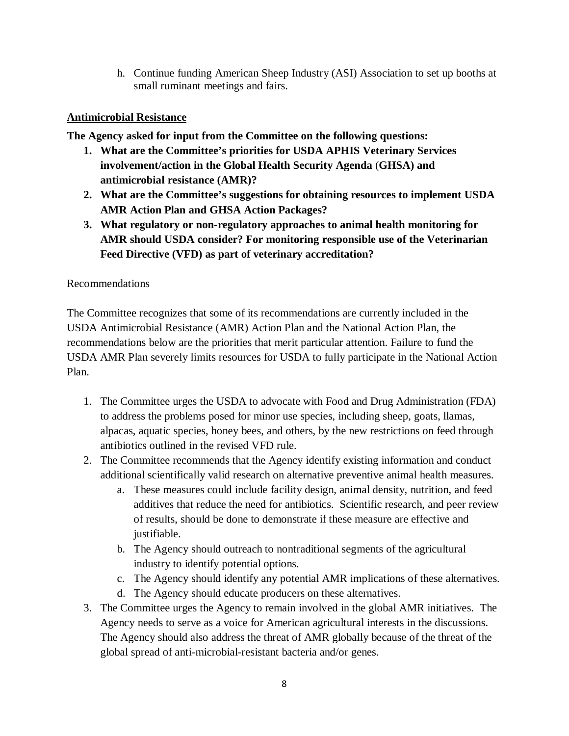h. Continue funding American Sheep Industry (ASI) Association to set up booths at small ruminant meetings and fairs.

## Antimicrobial Resistance

**The Agency asked for input from the Committee on the following questions:**

1. **What are the Committee's priorities for USDA APHIS Veterinary Services involvement/action in the Global Health Security Agenda (GHSA) and antimicrobial resistance (AMR)?**
2. **What are the Committee's suggestions for obtaining resources to implement USDA AMR Action Plan and GHSA Action Packages?**
3. **What regulatory or non-regulatory approaches to animal health monitoring for AMR should USDA consider? For monitoring responsible use of the Veterinarian Feed Directive (VFD) as part of veterinary accreditation?**

Recommendations

The Committee recognizes that some of its recommendations are currently included in the USDA Antimicrobial Resistance (AMR) Action Plan and the National Action Plan, the recommendations below are the priorities that merit particular attention. Failure to fund the USDA AMR Plan severely limits resources for USDA to fully participate in the National Action Plan.

1. The Committee urges the USDA to advocate with Food and Drug Administration (FDA) to address the problems posed for minor use species, including sheep, goats, llamas, alpacas, aquatic species, honey bees, and others, by the new restrictions on feed through antibiotics outlined in the revised VFD rule.
2. The Committee recommends that the Agency identify existing information and conduct additional scientifically valid research on alternative preventive animal health measures.
   a. These measures could include facility design, animal density, nutrition, and feed additives that reduce the need for antibiotics. Scientific research, and peer review of results, should be done to demonstrate if these measure are effective and justifiable.
   b. The Agency should outreach to nontraditional segments of the agricultural industry to identify potential options.
   c. The Agency should identify any potential AMR implications of these alternatives.
   d. The Agency should educate producers on these alternatives.
3. The Committee urges the Agency to remain involved in the global AMR initiatives. The Agency needs to serve as a voice for American agricultural interests in the discussions. The Agency should also address the threat of AMR globally because of the threat of the global spread of anti-microbial-resistant bacteria and/or genes.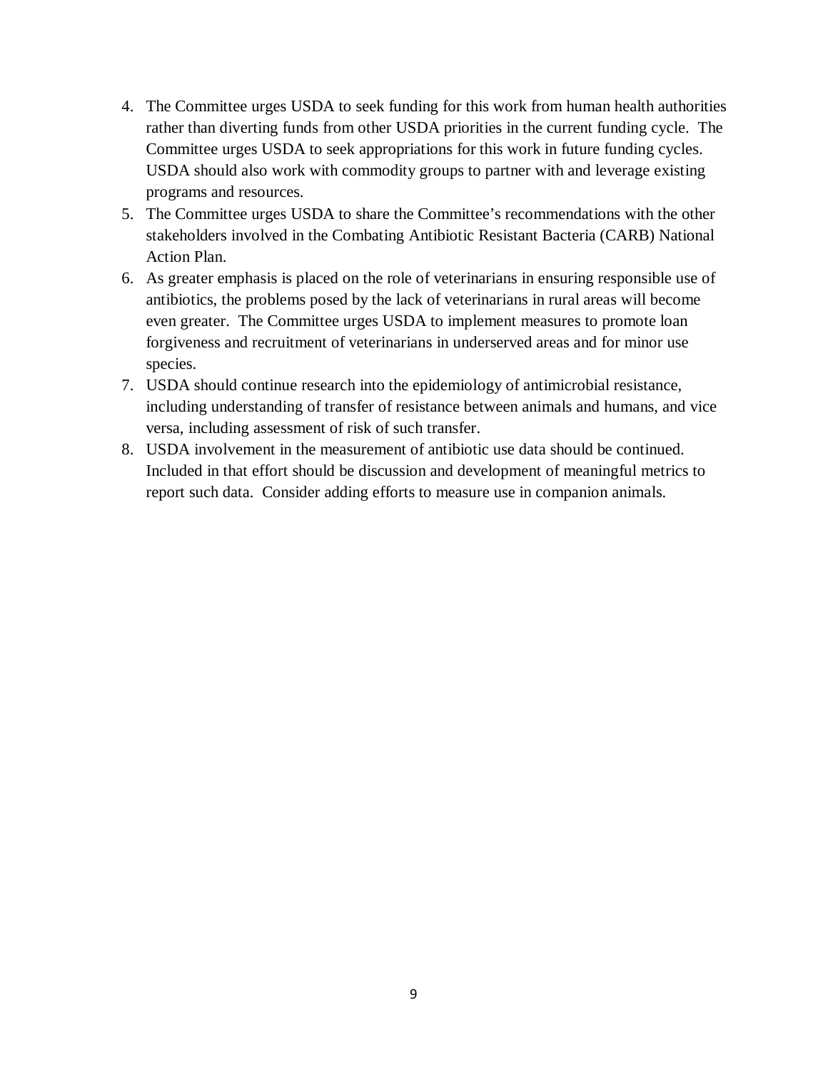4. The Committee urges USDA to seek funding for this work from human health authorities rather than diverting funds from other USDA priorities in the current funding cycle. The Committee urges USDA to seek appropriations for this work in future funding cycles. USDA should also work with commodity groups to partner with and leverage existing programs and resources.
5. The Committee urges USDA to share the Committee's recommendations with the other stakeholders involved in the Combating Antibiotic Resistant Bacteria (CARB) National Action Plan.
6. As greater emphasis is placed on the role of veterinarians in ensuring responsible use of antibiotics, the problems posed by the lack of veterinarians in rural areas will become even greater. The Committee urges USDA to implement measures to promote loan forgiveness and recruitment of veterinarians in underserved areas and for minor use species.
7. USDA should continue research into the epidemiology of antimicrobial resistance, including understanding of transfer of resistance between animals and humans, and vice versa, including assessment of risk of such transfer.
8. USDA involvement in the measurement of antibiotic use data should be continued. Included in that effort should be discussion and development of meaningful metrics to report such data. Consider adding efforts to measure use in companion animals.